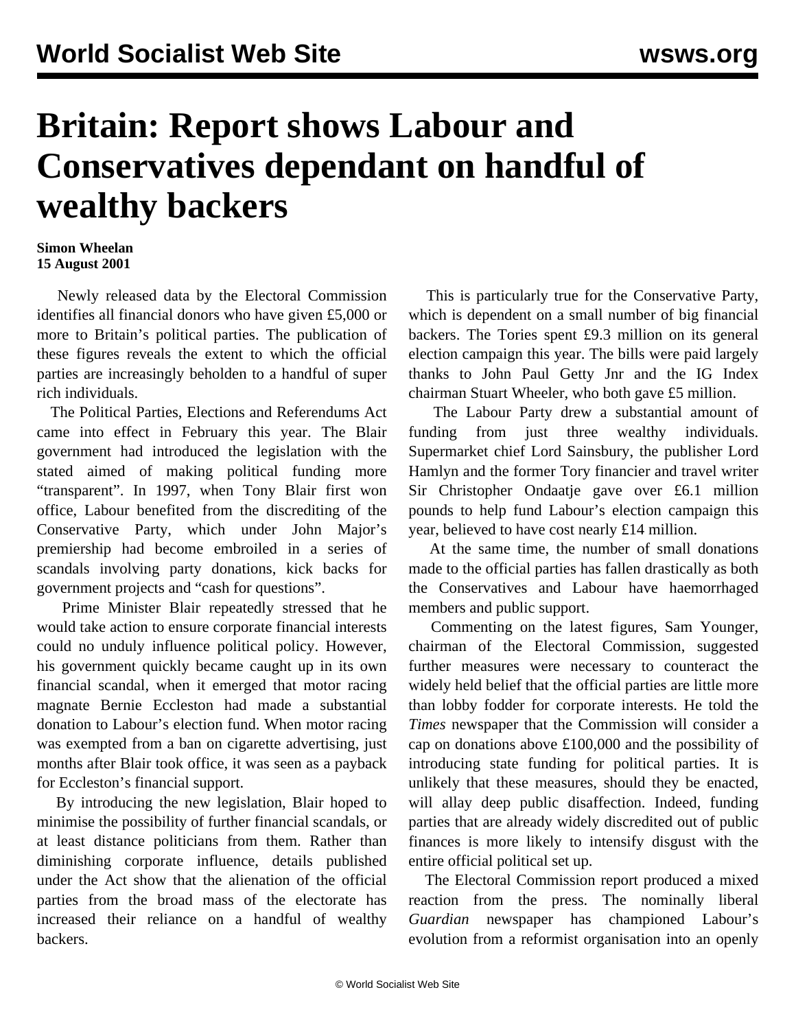# Britain: Report shows Labour and Conservatives dependant on handful of wealthy backers

**Simon Wheelan**
**15 August 2001**

Newly released data by the Electoral Commission identifies all financial donors who have given £5,000 or more to Britain's political parties. The publication of these figures reveals the extent to which the official parties are increasingly beholden to a handful of super rich individuals.

The Political Parties, Elections and Referendums Act came into effect in February this year. The Blair government had introduced the legislation with the stated aimed of making political funding more "transparent". In 1997, when Tony Blair first won office, Labour benefited from the discrediting of the Conservative Party, which under John Major's premiership had become embroiled in a series of scandals involving party donations, kick backs for government projects and "cash for questions".

Prime Minister Blair repeatedly stressed that he would take action to ensure corporate financial interests could no unduly influence political policy. However, his government quickly became caught up in its own financial scandal, when it emerged that motor racing magnate Bernie Eccleston had made a substantial donation to Labour's election fund. When motor racing was exempted from a ban on cigarette advertising, just months after Blair took office, it was seen as a payback for Eccleston's financial support.

By introducing the new legislation, Blair hoped to minimise the possibility of further financial scandals, or at least distance politicians from them. Rather than diminishing corporate influence, details published under the Act show that the alienation of the official parties from the broad mass of the electorate has increased their reliance on a handful of wealthy backers.

This is particularly true for the Conservative Party, which is dependent on a small number of big financial backers. The Tories spent £9.3 million on its general election campaign this year. The bills were paid largely thanks to John Paul Getty Jnr and the IG Index chairman Stuart Wheeler, who both gave £5 million.

The Labour Party drew a substantial amount of funding from just three wealthy individuals. Supermarket chief Lord Sainsbury, the publisher Lord Hamlyn and the former Tory financier and travel writer Sir Christopher Ondaatje gave over £6.1 million pounds to help fund Labour's election campaign this year, believed to have cost nearly £14 million.

At the same time, the number of small donations made to the official parties has fallen drastically as both the Conservatives and Labour have haemorrhaged members and public support.

Commenting on the latest figures, Sam Younger, chairman of the Electoral Commission, suggested further measures were necessary to counteract the widely held belief that the official parties are little more than lobby fodder for corporate interests. He told the *Times* newspaper that the Commission will consider a cap on donations above £100,000 and the possibility of introducing state funding for political parties. It is unlikely that these measures, should they be enacted, will allay deep public disaffection. Indeed, funding parties that are already widely discredited out of public finances is more likely to intensify disgust with the entire official political set up.

The Electoral Commission report produced a mixed reaction from the press. The nominally liberal *Guardian* newspaper has championed Labour's evolution from a reformist organisation into an openly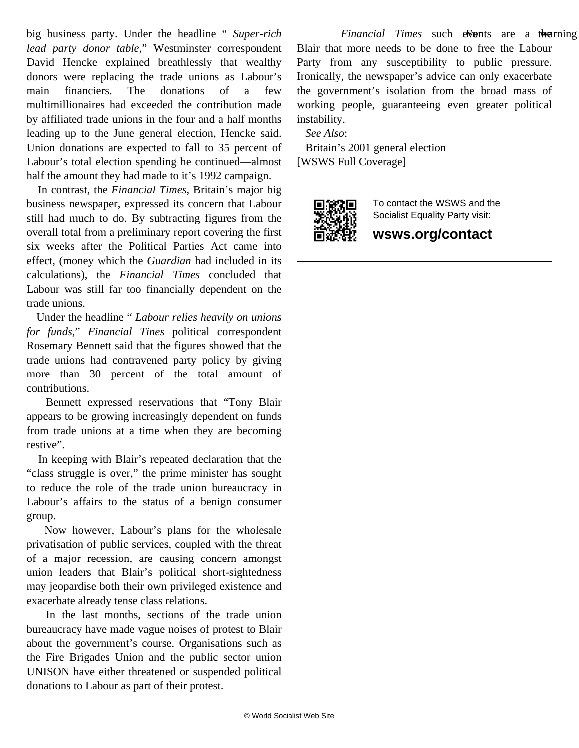big business party. Under the headline " *Super-rich lead party donor table*," Westminster correspondent David Hencke explained breathlessly that wealthy donors were replacing the trade unions as Labour's main financiers. The donations of a few multimillionaires had exceeded the contribution made by affiliated trade unions in the four and a half months leading up to the June general election, Hencke said. Union donations are expected to fall to 35 percent of Labour's total election spending he continued—almost half the amount they had made to it's 1992 campaign.

In contrast, the *Financial Times*, Britain's major big business newspaper, expressed its concern that Labour still had much to do. By subtracting figures from the overall total from a preliminary report covering the first six weeks after the Political Parties Act came into effect, (money which the *Guardian* had included in its calculations), the *Financial Times* concluded that Labour was still far too financially dependent on the trade unions.

Under the headline " *Labour relies heavily on unions for funds*," *Financial Tines* political correspondent Rosemary Bennett said that the figures showed that the trade unions had contravened party policy by giving more than 30 percent of the total amount of contributions.

Bennett expressed reservations that "Tony Blair appears to be growing increasingly dependent on funds from trade unions at a time when they are becoming restive".

In keeping with Blair's repeated declaration that the "class struggle is over," the prime minister has sought to reduce the role of the trade union bureaucracy in Labour's affairs to the status of a benign consumer group.

Now however, Labour's plans for the wholesale privatisation of public services, coupled with the threat of a major recession, are causing concern amongst union leaders that Blair's political short-sightedness may jeopardise both their own privileged existence and exacerbate already tense class relations.

In the last months, sections of the trade union bureaucracy have made vague noises of protest to Blair about the government's course. Organisations such as the Fire Brigades Union and the public sector union UNISON have either threatened or suspended political donations to Labour as part of their protest.

For the *Financial Times* such events are a warning to Blair that more needs to be done to free the Labour Party from any susceptibility to public pressure. Ironically, the newspaper's advice can only exacerbate the government's isolation from the broad mass of working people, guaranteeing even greater political instability.

*See Also*:

Britain's 2001 general election
[WSWS Full Coverage]

To contact the WSWS and the Socialist Equality Party visit:

**wsws.org/contact**